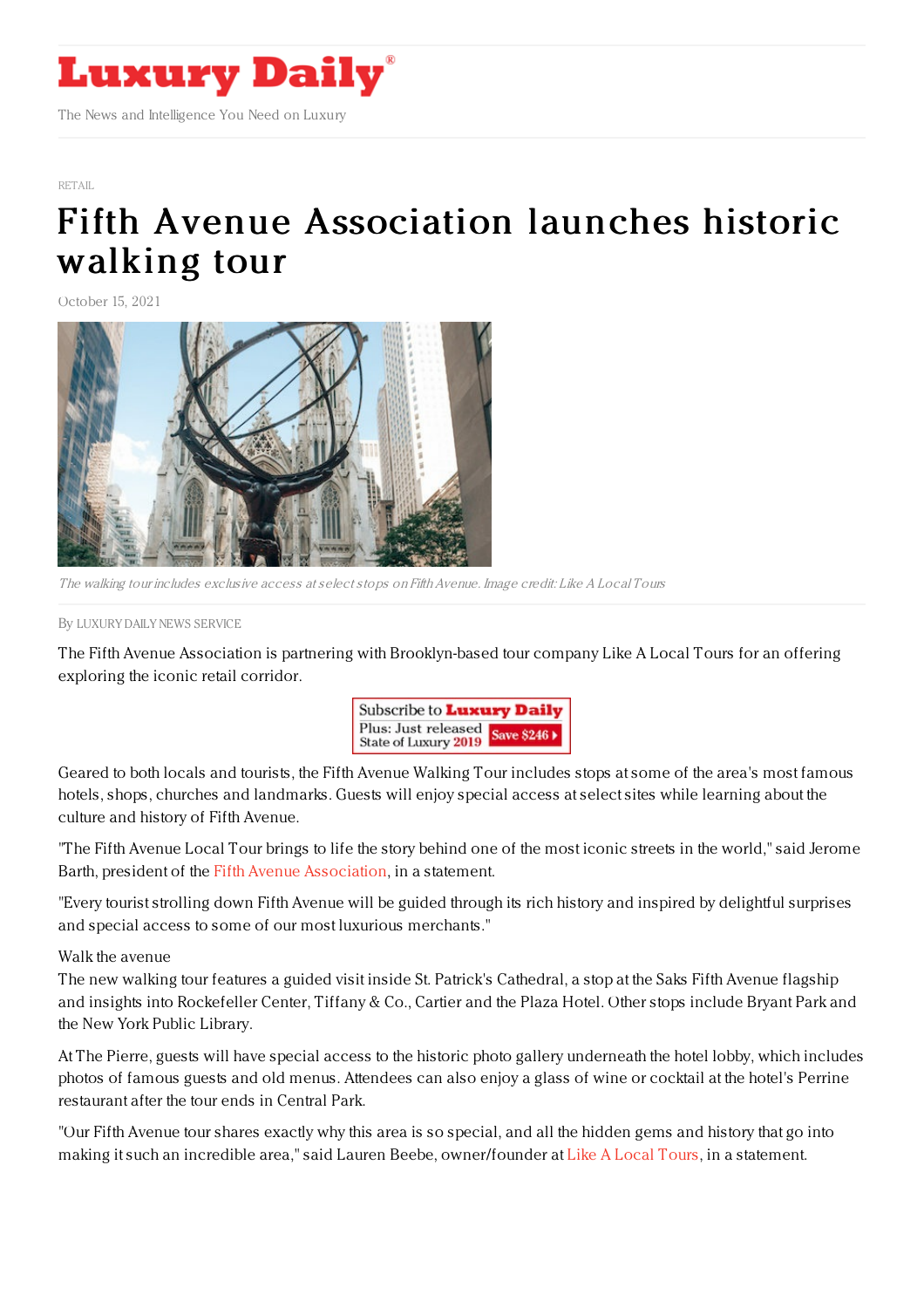RETAIL

# Fifth Avenue Association launches historic walking tour

October 15, 2021

*The walking tour includes exclusive access at select stops on Fifth Avenue. Image credit: Like A Local Tours*

By LUXURY DAILY NEWS SERVICE

The Fifth Avenue Association is partnering with Brooklyn-based tour company Like A Local Tours for an offering exploring the iconic retail corridor.

Geared to both locals and tourists, the Fifth Avenue Walking Tour includes stops at some of the area's most famous hotels, shops, churches and landmarks. Guests will enjoy special access at select sites while learning about the culture and history of Fifth Avenue.

"The Fifth Avenue Local Tour brings to life the story behind one of the most iconic streets in the world," said Jerome Barth, president of the Fifth Avenue Association, in a statement.

"Every tourist strolling down Fifth Avenue will be guided through its rich history and inspired by delightful surprises and special access to some of our most luxurious merchants."

Walk the avenue

The new walking tour features a guided visit inside St. Patrick's Cathedral, a stop at the Saks Fifth Avenue flagship and insights into Rockefeller Center, Tiffany & Co., Cartier and the Plaza Hotel. Other stops include Bryant Park and the New York Public Library.

At The Pierre, guests will have special access to the historic photo gallery underneath the hotel lobby, which includes photos of famous guests and old menus. Attendees can also enjoy a glass of wine or cocktail at the hotel's Perrine restaurant after the tour ends in Central Park.

"Our Fifth Avenue tour shares exactly why this area is so special, and all the hidden gems and history that go into making it such an incredible area," said Lauren Beebe, owner/founder at Like A Local Tours, in a statement.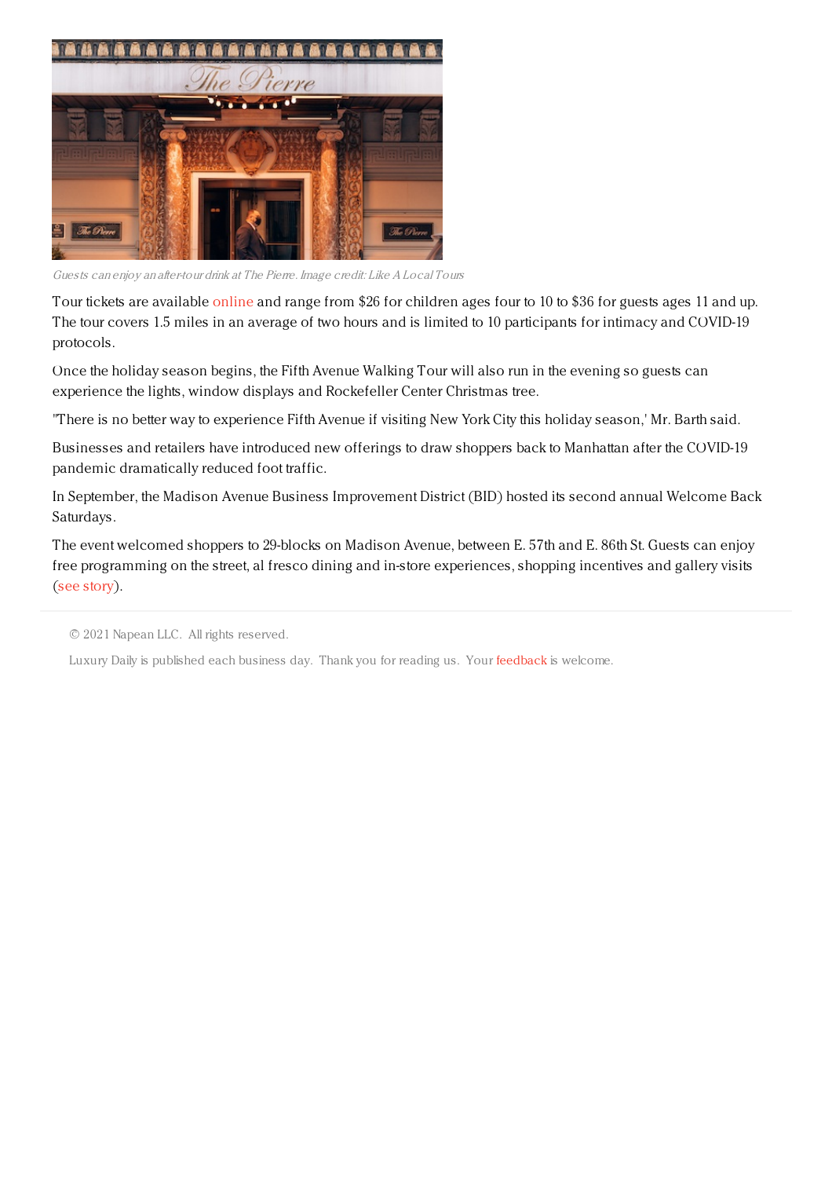*Guests can enjoy an after-tour drink at The Pierre. Image credit: Like A Local Tours*

Tour tickets are available online and range from $26 for children ages four to 10 to $36 for guests ages 11 and up. The tour covers 1.5 miles in an average of two hours and is limited to 10 participants for intimacy and COVID-19 protocols.

Once the holiday season begins, the Fifth Avenue Walking Tour will also run in the evening so guests can experience the lights, window displays and Rockefeller Center Christmas tree.

"There is no better way to experience Fifth Avenue if visiting New York City this holiday season,' Mr. Barth said.

Businesses and retailers have introduced new offerings to draw shoppers back to Manhattan after the COVID-19 pandemic dramatically reduced foot traffic.

In September, the Madison Avenue Business Improvement District (BID) hosted its second annual Welcome Back Saturdays.

The event welcomed shoppers to 29-blocks on Madison Avenue, between E. 57th and E. 86th St. Guests can enjoy free programming on the street, al fresco dining and in-store experiences, shopping incentives and gallery visits (see story).

© 2021 Napean LLC. All rights reserved.

Luxury Daily is published each business day. Thank you for reading us. Your feedback is welcome.